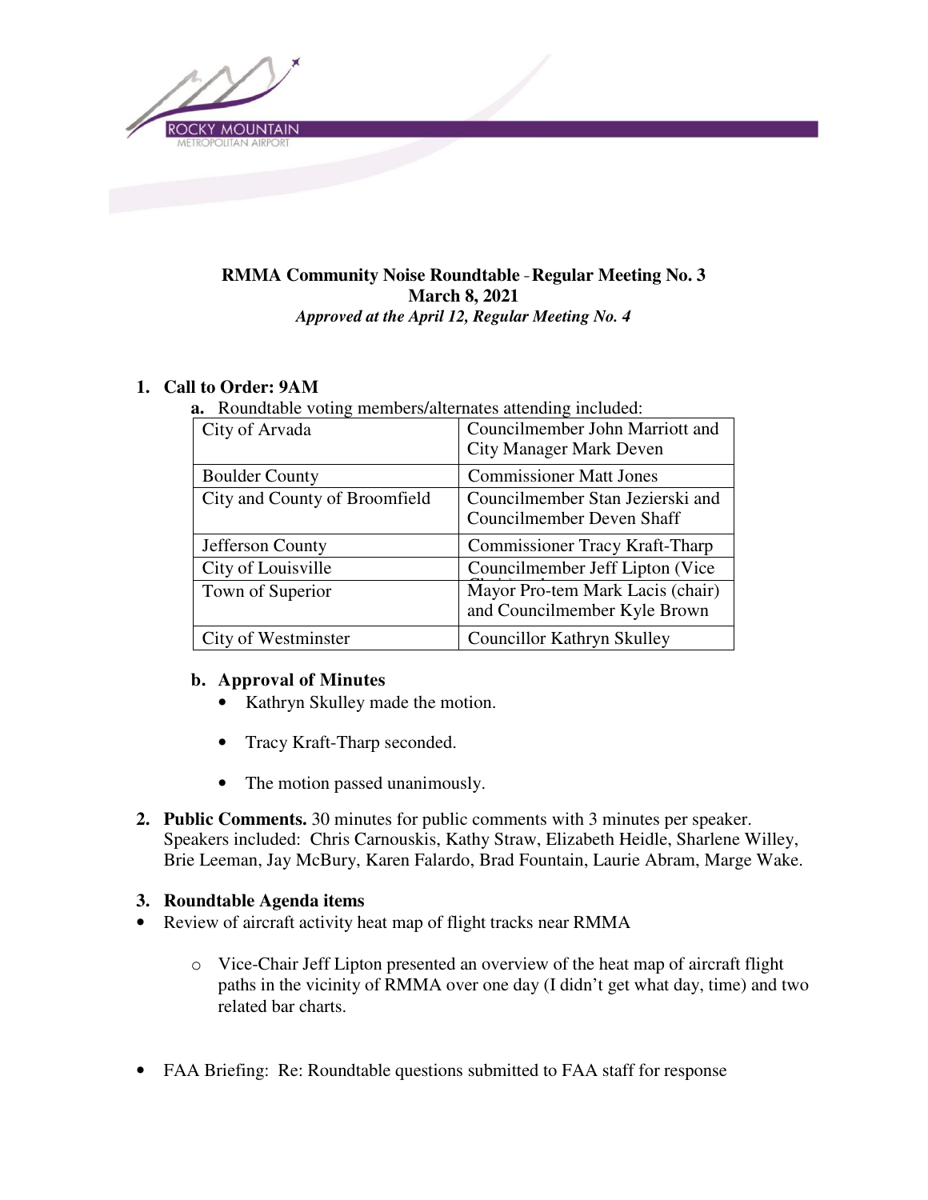**RMMA Community Noise Roundtable - Regular Meeting No. 3**
**March 8, 2021**
***Approved at the April 12, Regular Meeting No. 4***

1. **Call to Order: 9AM**
   a. Roundtable voting members/alternates attending included:

| City of Arvada | Councilmember John Marriott and City Manager Mark Deven |
|---|---|
| Boulder County | Commissioner Matt Jones |
| City and County of Broomfield | Councilmember Stan Jezierski and Councilmember Deven Shaff |
| Jefferson County | Commissioner Tracy Kraft-Tharp |
| City of Louisville | Councilmember Jeff Lipton (Vice Chair) and |
| Town of Superior | Mayor Pro-tem Mark Lacis (chair) and Councilmember Kyle Brown |
| City of Westminster | Councillor Kathryn Skulley |

   b. **Approval of Minutes**
      - Kathryn Skulley made the motion.
      - Tracy Kraft-Tharp seconded.
      - The motion passed unanimously.

2. **Public Comments.** 30 minutes for public comments with 3 minutes per speaker. Speakers included: Chris Carnouskis, Kathy Straw, Elizabeth Heidle, Sharlene Willey, Brie Leeman, Jay McBury, Karen Falardo, Brad Fountain, Laurie Abram, Marge Wake.

3. **Roundtable Agenda items**

- Review of aircraft activity heat map of flight tracks near RMMA
  - Vice-Chair Jeff Lipton presented an overview of the heat map of aircraft flight paths in the vicinity of RMMA over one day (I didn't get what day, time) and two related bar charts.

- FAA Briefing: Re: Roundtable questions submitted to FAA staff for response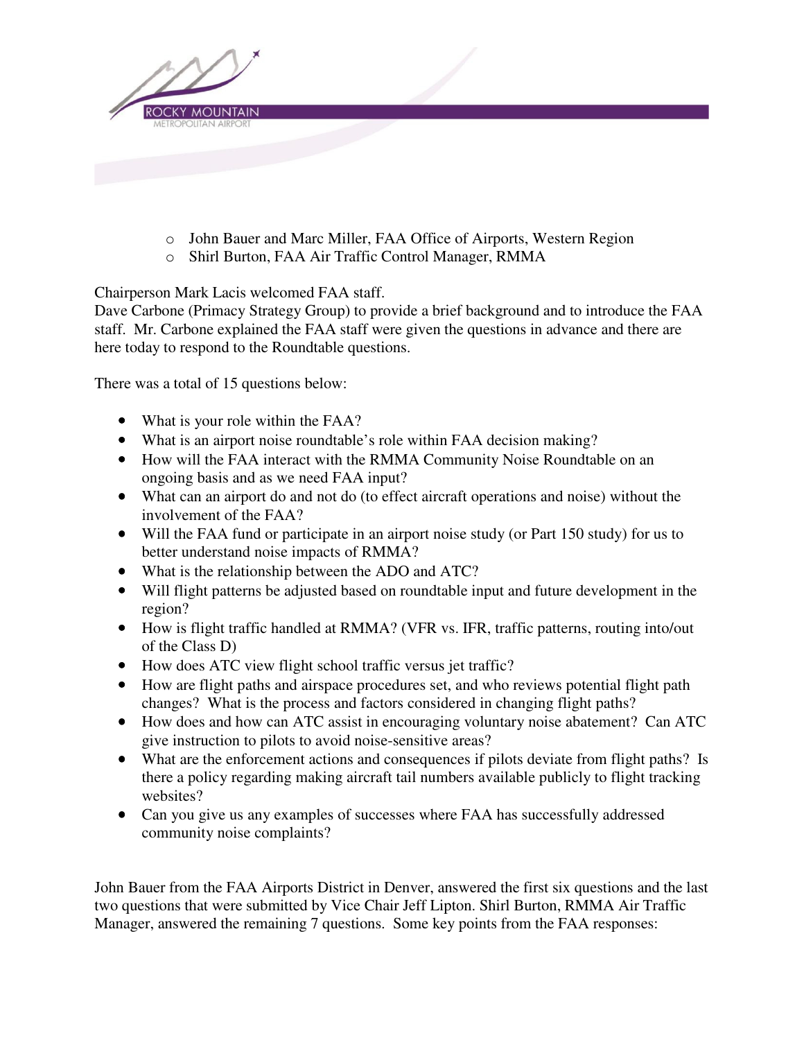- John Bauer and Marc Miller, FAA Office of Airports, Western Region
- Shirl Burton, FAA Air Traffic Control Manager, RMMA

Chairperson Mark Lacis welcomed FAA staff.
Dave Carbone (Primacy Strategy Group) to provide a brief background and to introduce the FAA staff. Mr. Carbone explained the FAA staff were given the questions in advance and there are here today to respond to the Roundtable questions.

There was a total of 15 questions below:

- What is your role within the FAA?
- What is an airport noise roundtable's role within FAA decision making?
- How will the FAA interact with the RMMA Community Noise Roundtable on an ongoing basis and as we need FAA input?
- What can an airport do and not do (to effect aircraft operations and noise) without the involvement of the FAA?
- Will the FAA fund or participate in an airport noise study (or Part 150 study) for us to better understand noise impacts of RMMA?
- What is the relationship between the ADO and ATC?
- Will flight patterns be adjusted based on roundtable input and future development in the region?
- How is flight traffic handled at RMMA? (VFR vs. IFR, traffic patterns, routing into/out of the Class D)
- How does ATC view flight school traffic versus jet traffic?
- How are flight paths and airspace procedures set, and who reviews potential flight path changes? What is the process and factors considered in changing flight paths?
- How does and how can ATC assist in encouraging voluntary noise abatement? Can ATC give instruction to pilots to avoid noise-sensitive areas?
- What are the enforcement actions and consequences if pilots deviate from flight paths? Is there a policy regarding making aircraft tail numbers available publicly to flight tracking websites?
- Can you give us any examples of successes where FAA has successfully addressed community noise complaints?

John Bauer from the FAA Airports District in Denver, answered the first six questions and the last two questions that were submitted by Vice Chair Jeff Lipton. Shirl Burton, RMMA Air Traffic Manager, answered the remaining 7 questions. Some key points from the FAA responses: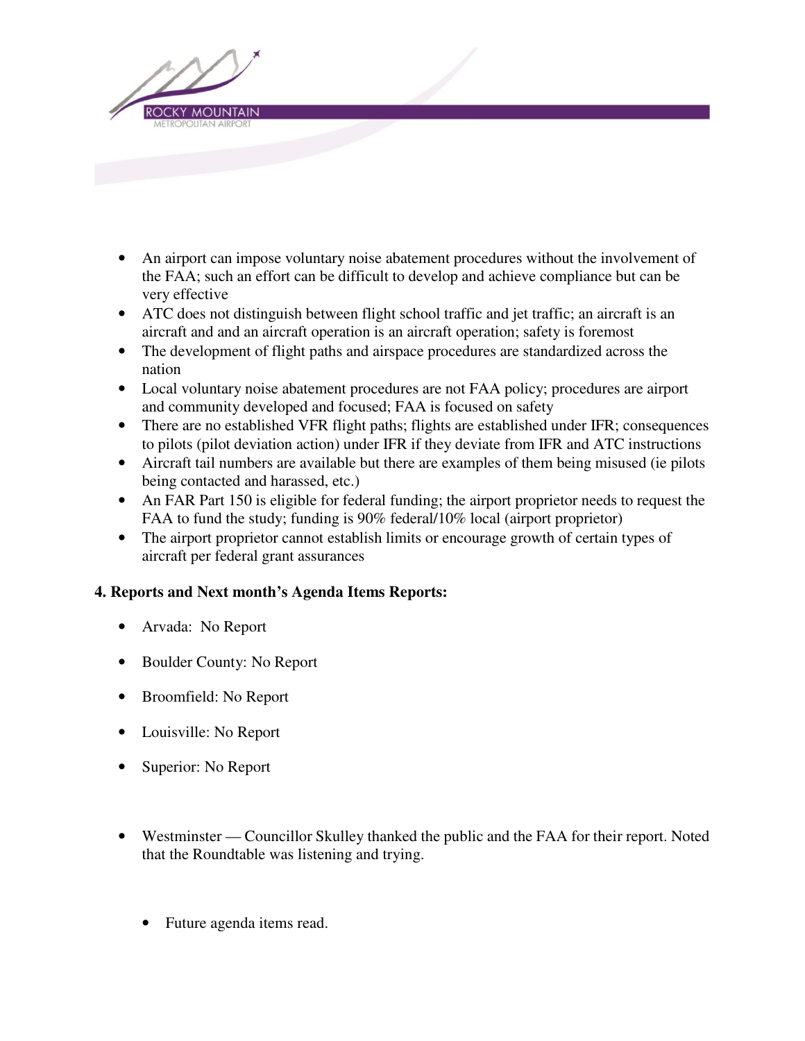- An airport can impose voluntary noise abatement procedures without the involvement of the FAA; such an effort can be difficult to develop and achieve compliance but can be very effective
- ATC does not distinguish between flight school traffic and jet traffic; an aircraft is an aircraft and and an aircraft operation is an aircraft operation; safety is foremost
- The development of flight paths and airspace procedures are standardized across the nation
- Local voluntary noise abatement procedures are not FAA policy; procedures are airport and community developed and focused; FAA is focused on safety
- There are no established VFR flight paths; flights are established under IFR; consequences to pilots (pilot deviation action) under IFR if they deviate from IFR and ATC instructions
- Aircraft tail numbers are available but there are examples of them being misused (ie pilots being contacted and harassed, etc.)
- An FAR Part 150 is eligible for federal funding; the airport proprietor needs to request the FAA to fund the study; funding is 90% federal/10% local (airport proprietor)
- The airport proprietor cannot establish limits or encourage growth of certain types of aircraft per federal grant assurances

**4. Reports and Next month's Agenda Items Reports:**

- Arvada: No Report
- Boulder County: No Report
- Broomfield: No Report
- Louisville: No Report
- Superior: No Report

- Westminster — Councillor Skulley thanked the public and the FAA for their report. Noted that the Roundtable was listening and trying.

  - Future agenda items read.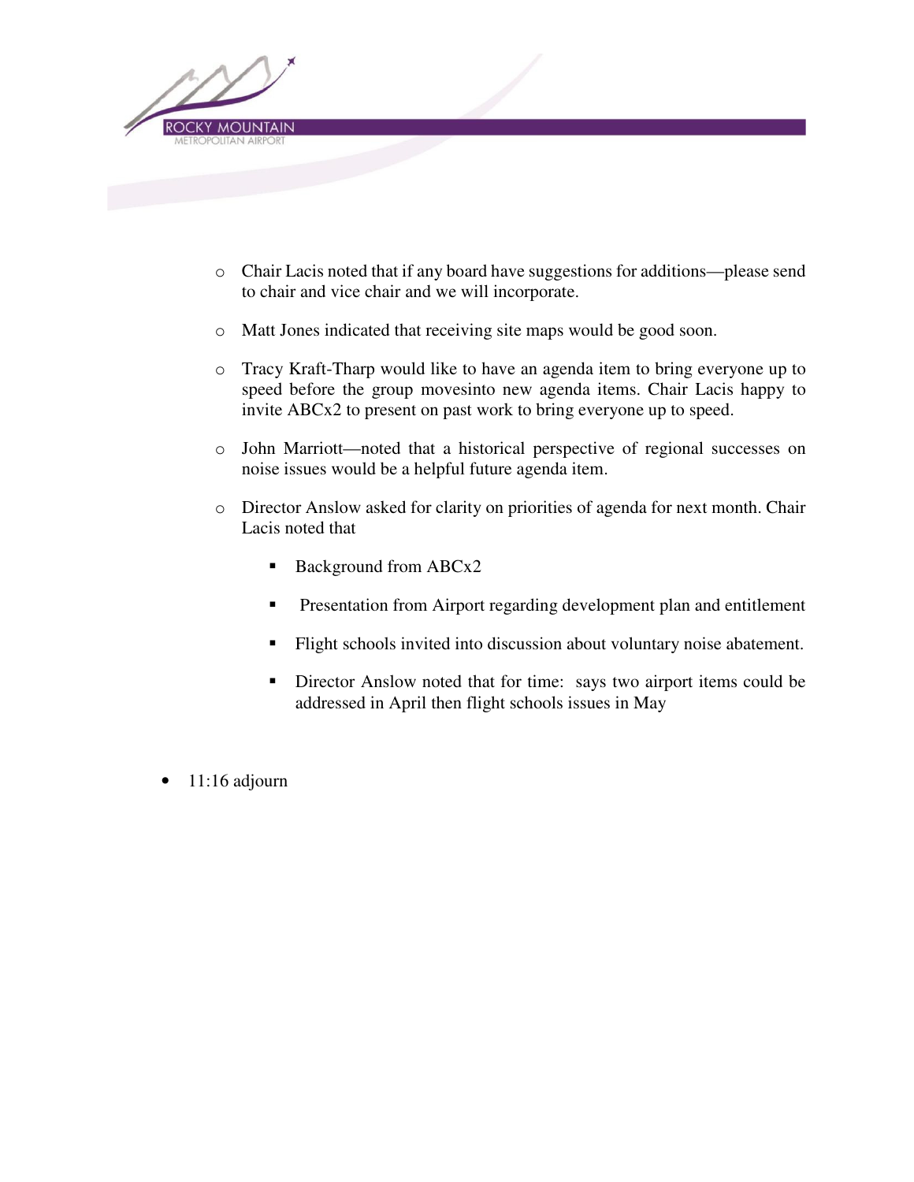- Chair Lacis noted that if any board have suggestions for additions—please send to chair and vice chair and we will incorporate.

  - Matt Jones indicated that receiving site maps would be good soon.

  - Tracy Kraft-Tharp would like to have an agenda item to bring everyone up to speed before the group movesinto new agenda items. Chair Lacis happy to invite ABCx2 to present on past work to bring everyone up to speed.

  - John Marriott—noted that a historical perspective of regional successes on noise issues would be a helpful future agenda item.

  - Director Anslow asked for clarity on priorities of agenda for next month. Chair Lacis noted that

    - Background from ABCx2

    - Presentation from Airport regarding development plan and entitlement

    - Flight schools invited into discussion about voluntary noise abatement.

    - Director Anslow noted that for time: says two airport items could be addressed in April then flight schools issues in May

- 11:16 adjourn